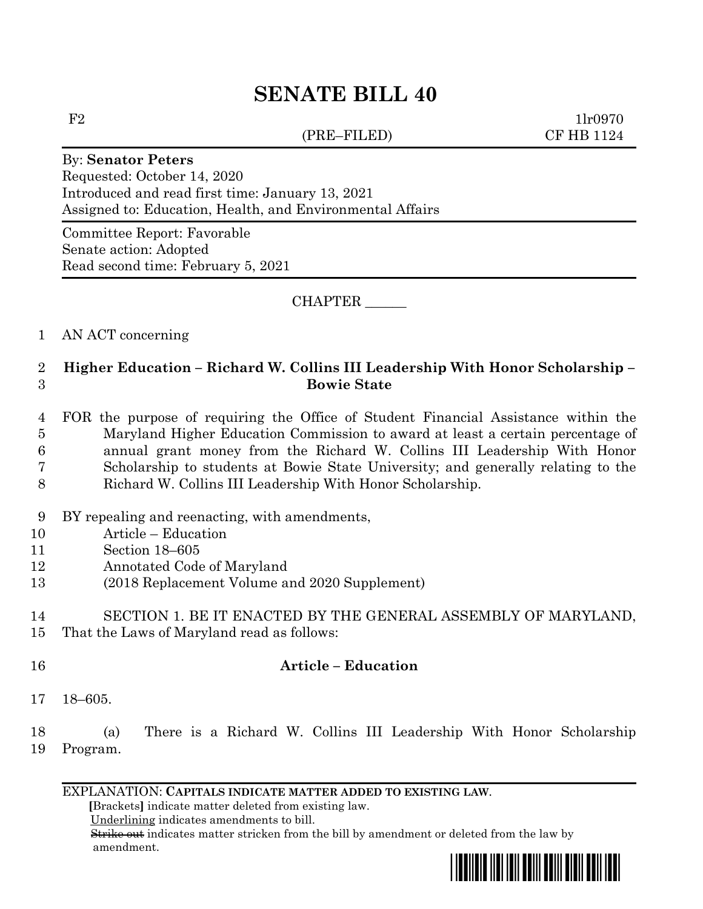# SENATE BILL 40

F2 (PRE–FILED) 1lr0970
CF HB 1124

By: **Senator Peters**
Requested: October 14, 2020
Introduced and read first time: January 13, 2021
Assigned to: Education, Health, and Environmental Affairs

Committee Report: Favorable
Senate action: Adopted
Read second time: February 5, 2021

CHAPTER ______

1 AN ACT concerning

2 **Higher Education – Richard W. Collins III Leadership With Honor Scholarship –**
3 **Bowie State**

4 FOR the purpose of requiring the Office of Student Financial Assistance within the
5 Maryland Higher Education Commission to award at least a certain percentage of
6 annual grant money from the Richard W. Collins III Leadership With Honor
7 Scholarship to students at Bowie State University; and generally relating to the
8 Richard W. Collins III Leadership With Honor Scholarship.

9 BY repealing and reenacting, with amendments,
10 Article – Education
11 Section 18–605
12 Annotated Code of Maryland
13 (2018 Replacement Volume and 2020 Supplement)

14 SECTION 1. BE IT ENACTED BY THE GENERAL ASSEMBLY OF MARYLAND,
15 That the Laws of Maryland read as follows:

16 **Article – Education**

17 18–605.

18 (a) There is a Richard W. Collins III Leadership With Honor Scholarship
19 Program.

EXPLANATION: **CAPITALS INDICATE MATTER ADDED TO EXISTING LAW.**
**[**Brackets**]** indicate matter deleted from existing law.
Underlining indicates amendments to bill.
~~Strike out~~ indicates matter stricken from the bill by amendment or deleted from the law by amendment.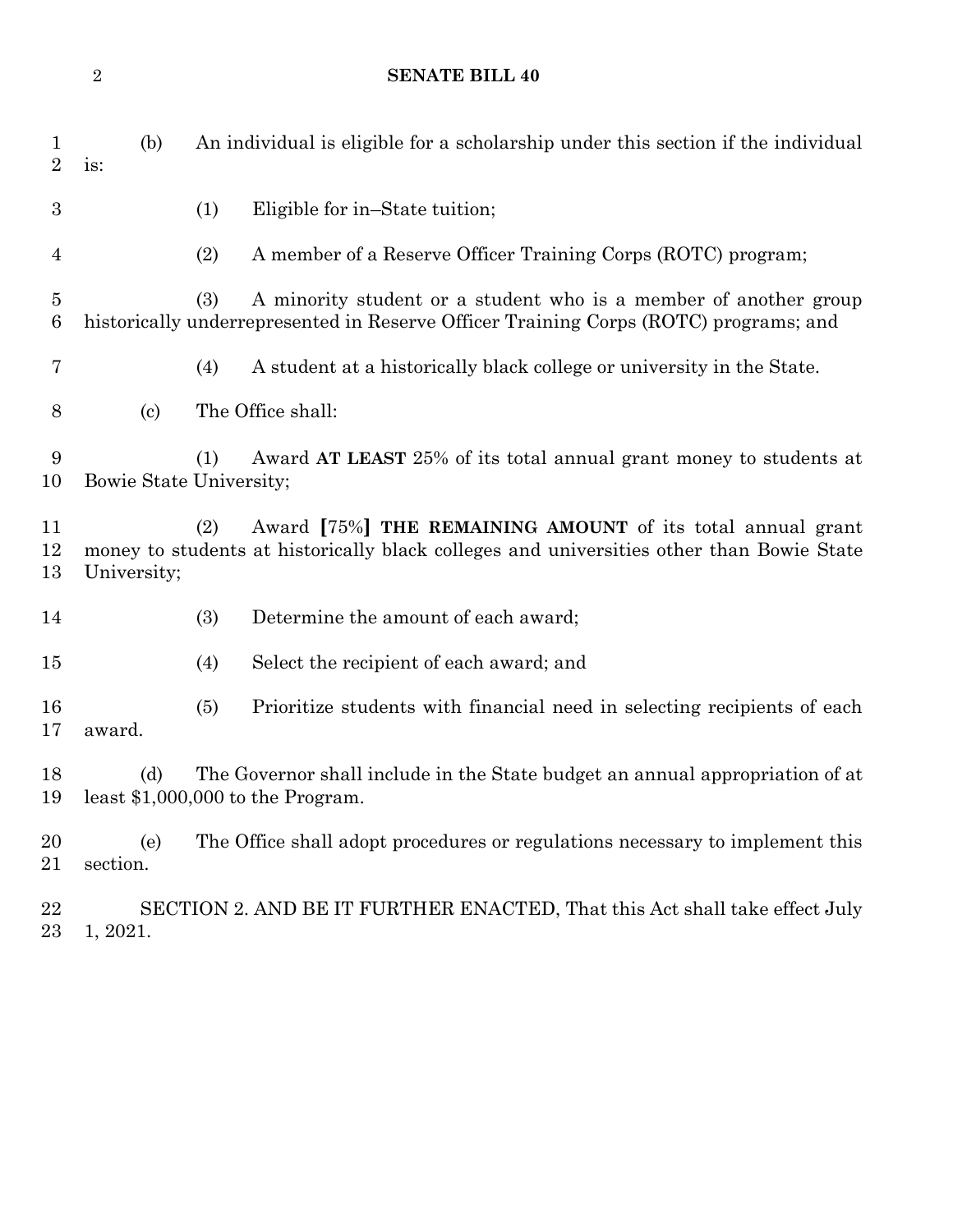(b) An individual is eligible for a scholarship under this section if the individual is:

(1) Eligible for in–State tuition;

(2) A member of a Reserve Officer Training Corps (ROTC) program;

(3) A minority student or a student who is a member of another group historically underrepresented in Reserve Officer Training Corps (ROTC) programs; and

(4) A student at a historically black college or university in the State.

(c) The Office shall:

(1) Award **AT LEAST** 25% of its total annual grant money to students at Bowie State University;

(2) Award **[**75%**]** **THE REMAINING AMOUNT** of its total annual grant money to students at historically black colleges and universities other than Bowie State University;

(3) Determine the amount of each award;

(4) Select the recipient of each award; and

(5) Prioritize students with financial need in selecting recipients of each award.

(d) The Governor shall include in the State budget an annual appropriation of at least $1,000,000 to the Program.

(e) The Office shall adopt procedures or regulations necessary to implement this section.

SECTION 2. AND BE IT FURTHER ENACTED, That this Act shall take effect July 1, 2021.